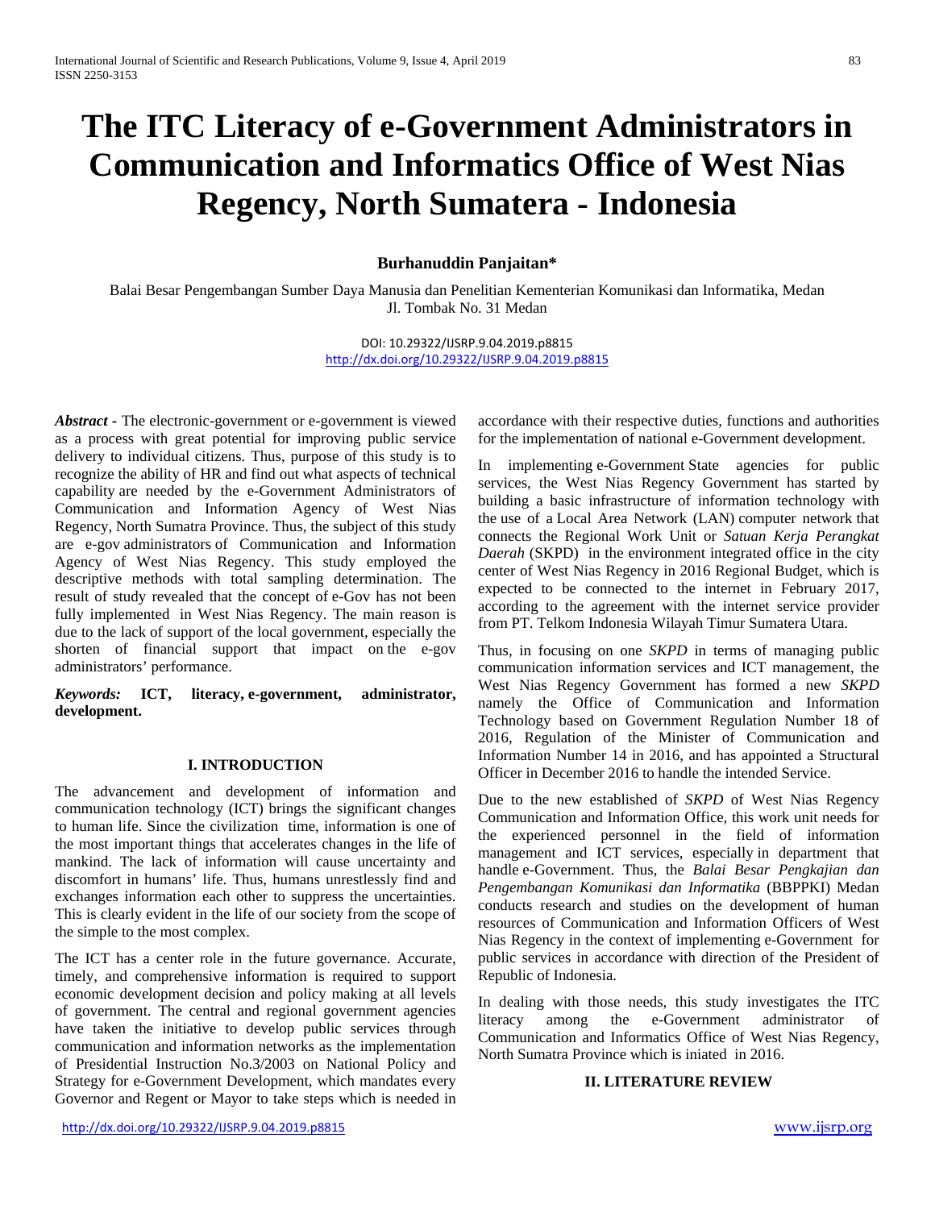# The ITC Literacy of e-Government Administrators in Communication and Informatics Office of West Nias Regency, North Sumatera - Indonesia

**Burhanuddin Panjaitan***

Balai Besar Pengembangan Sumber Daya Manusia dan Penelitian Kementerian Komunikasi dan Informatika, Medan
Jl. Tombak No. 31 Medan

DOI: 10.29322/IJSRP.9.04.2019.p8815
http://dx.doi.org/10.29322/IJSRP.9.04.2019.p8815

***Abstract*** - The electronic-government or e-government is viewed as a process with great potential for improving public service delivery to individual citizens. Thus, purpose of this study is to recognize the ability of HR and find out what aspects of technical capability are needed by the e-Government Administrators of Communication and Information Agency of West Nias Regency, North Sumatra Province. Thus, the subject of this study are e-gov administrators of Communication and Information Agency of West Nias Regency. This study employed the descriptive methods with total sampling determination. The result of study revealed that the concept of e-Gov has not been fully implemented in West Nias Regency. The main reason is due to the lack of support of the local government, especially the shorten of financial support that impact on the e-gov administrators' performance.

***Keywords:*** **ICT, literacy, e-government, administrator, development.**

## I. INTRODUCTION

The advancement and development of information and communication technology (ICT) brings the significant changes to human life. Since the civilization time, information is one of the most important things that accelerates changes in the life of mankind. The lack of information will cause uncertainty and discomfort in humans' life. Thus, humans unrestlessly find and exchanges information each other to suppress the uncertainties. This is clearly evident in the life of our society from the scope of the simple to the most complex.

The ICT has a center role in the future governance. Accurate, timely, and comprehensive information is required to support economic development decision and policy making at all levels of government. The central and regional government agencies have taken the initiative to develop public services through communication and information networks as the implementation of Presidential Instruction No.3/2003 on National Policy and Strategy for e-Government Development, which mandates every Governor and Regent or Mayor to take steps which is needed in accordance with their respective duties, functions and authorities for the implementation of national e-Government development.

In implementing e-Government State agencies for public services, the West Nias Regency Government has started by building a basic infrastructure of information technology with the use of a Local Area Network (LAN) computer network that connects the Regional Work Unit or *Satuan Kerja Perangkat Daerah* (SKPD) in the environment integrated office in the city center of West Nias Regency in 2016 Regional Budget, which is expected to be connected to the internet in February 2017, according to the agreement with the internet service provider from PT. Telkom Indonesia Wilayah Timur Sumatera Utara.

Thus, in focusing on one *SKPD* in terms of managing public communication information services and ICT management, the West Nias Regency Government has formed a new *SKPD* namely the Office of Communication and Information Technology based on Government Regulation Number 18 of 2016, Regulation of the Minister of Communication and Information Number 14 in 2016, and has appointed a Structural Officer in December 2016 to handle the intended Service.

Due to the new established of *SKPD* of West Nias Regency Communication and Information Office, this work unit needs for the experienced personnel in the field of information management and ICT services, especially in department that handle e-Government. Thus, the *Balai Besar Pengkajian dan Pengembangan Komunikasi dan Informatika* (BBPPKI) Medan conducts research and studies on the development of human resources of Communication and Information Officers of West Nias Regency in the context of implementing e-Government for public services in accordance with direction of the President of Republic of Indonesia.

In dealing with those needs, this study investigates the ITC literacy among the e-Government administrator of Communication and Informatics Office of West Nias Regency, North Sumatra Province which is iniated in 2016.

## II. LITERATURE REVIEW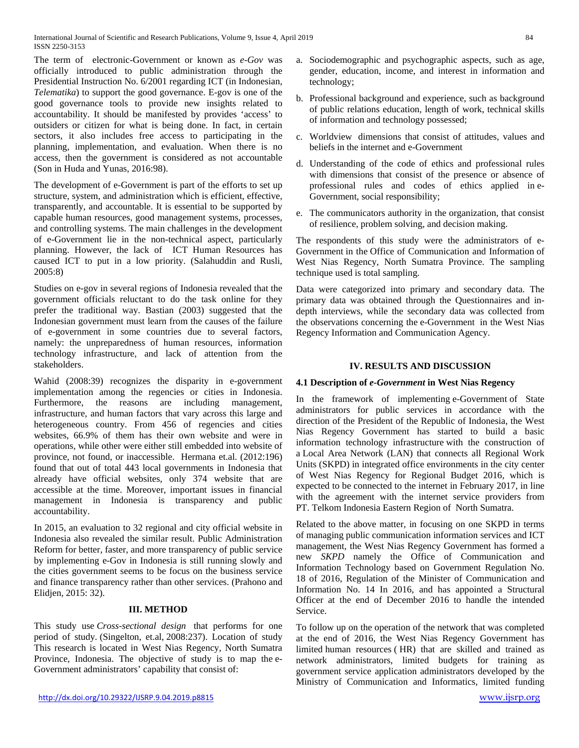The term of electronic-Government or known as *e-Gov* was officially introduced to public administration through the Presidential Instruction No. 6/2001 regarding ICT (in Indonesian, *Telematika*) to support the good governance. E-gov is one of the good governance tools to provide new insights related to accountability. It should be manifested by provides 'access' to outsiders or citizen for what is being done. In fact, in certain sectors, it also includes free access to participating in the planning, implementation, and evaluation. When there is no access, then the government is considered as not accountable (Son in Huda and Yunas, 2016:98).

The development of e-Government is part of the efforts to set up structure, system, and administration which is efficient, effective, transparently, and accountable. It is essential to be supported by capable human resources, good management systems, processes, and controlling systems. The main challenges in the development of e-Government lie in the non-technical aspect, particularly planning. However, the lack of ICT Human Resources has caused ICT to put in a low priority. (Salahuddin and Rusli, 2005:8)

Studies on e-gov in several regions of Indonesia revealed that the government officials reluctant to do the task online for they prefer the traditional way. Bastian (2003) suggested that the Indonesian government must learn from the causes of the failure of e-government in some countries due to several factors, namely: the unpreparedness of human resources, information technology infrastructure, and lack of attention from the stakeholders.

Wahid (2008:39) recognizes the disparity in e-government implementation among the regencies or cities in Indonesia. Furthermore, the reasons are including management, infrastructure, and human factors that vary across this large and heterogeneous country. From 456 of regencies and cities websites, 66.9% of them has their own website and were in operations, while other were either still embedded into website of province, not found, or inaccessible. Hermana et.al. (2012:196) found that out of total 443 local governments in Indonesia that already have official websites, only 374 website that are accessible at the time. Moreover, important issues in financial management in Indonesia is transparency and public accountability.

In 2015, an evaluation to 32 regional and city official website in Indonesia also revealed the similar result. Public Administration Reform for better, faster, and more transparency of public service by implementing e-Gov in Indonesia is still running slowly and the cities government seems to be focus on the business service and finance transparency rather than other services. (Prahono and Elidjen, 2015: 32).

## III. METHOD

This study use *Cross-sectional design* that performs for one period of study. (Singelton, et.al, 2008:237). Location of study This research is located in West Nias Regency, North Sumatra Province, Indonesia. The objective of study is to map the e-Government administrators' capability that consist of:

a. Sociodemographic and psychographic aspects, such as age, gender, education, income, and interest in information and technology;
b. Professional background and experience, such as background of public relations education, length of work, technical skills of information and technology possessed;
c. Worldview dimensions that consist of attitudes, values and beliefs in the internet and e-Government
d. Understanding of the code of ethics and professional rules with dimensions that consist of the presence or absence of professional rules and codes of ethics applied in e-Government, social responsibility;
e. The communicators authority in the organization, that consist of resilience, problem solving, and decision making.

The respondents of this study were the administrators of e-Government in the Office of Communication and Information of West Nias Regency, North Sumatra Province. The sampling technique used is total sampling.

Data were categorized into primary and secondary data. The primary data was obtained through the Questionnaires and in-depth interviews, while the secondary data was collected from the observations concerning the e-Government in the West Nias Regency Information and Communication Agency.

## IV. RESULTS AND DISCUSSION

### 4.1 Description of *e-Government* in West Nias Regency

In the framework of implementing e-Government of State administrators for public services in accordance with the direction of the President of the Republic of Indonesia, the West Nias Regency Government has started to build a basic information technology infrastructure with the construction of a Local Area Network (LAN) that connects all Regional Work Units (SKPD) in integrated office environments in the city center of West Nias Regency for Regional Budget 2016, which is expected to be connected to the internet in February 2017, in line with the agreement with the internet service providers from PT. Telkom Indonesia Eastern Region of North Sumatra.

Related to the above matter, in focusing on one SKPD in terms of managing public communication information services and ICT management, the West Nias Regency Government has formed a new *SKPD* namely the Office of Communication and Information Technology based on Government Regulation No. 18 of 2016, Regulation of the Minister of Communication and Information No. 14 In 2016, and has appointed a Structural Officer at the end of December 2016 to handle the intended Service.

To follow up on the operation of the network that was completed at the end of 2016, the West Nias Regency Government has limited human resources ( HR) that are skilled and trained as network administrators, limited budgets for training as government service application administrators developed by the Ministry of Communication and Informatics, limited funding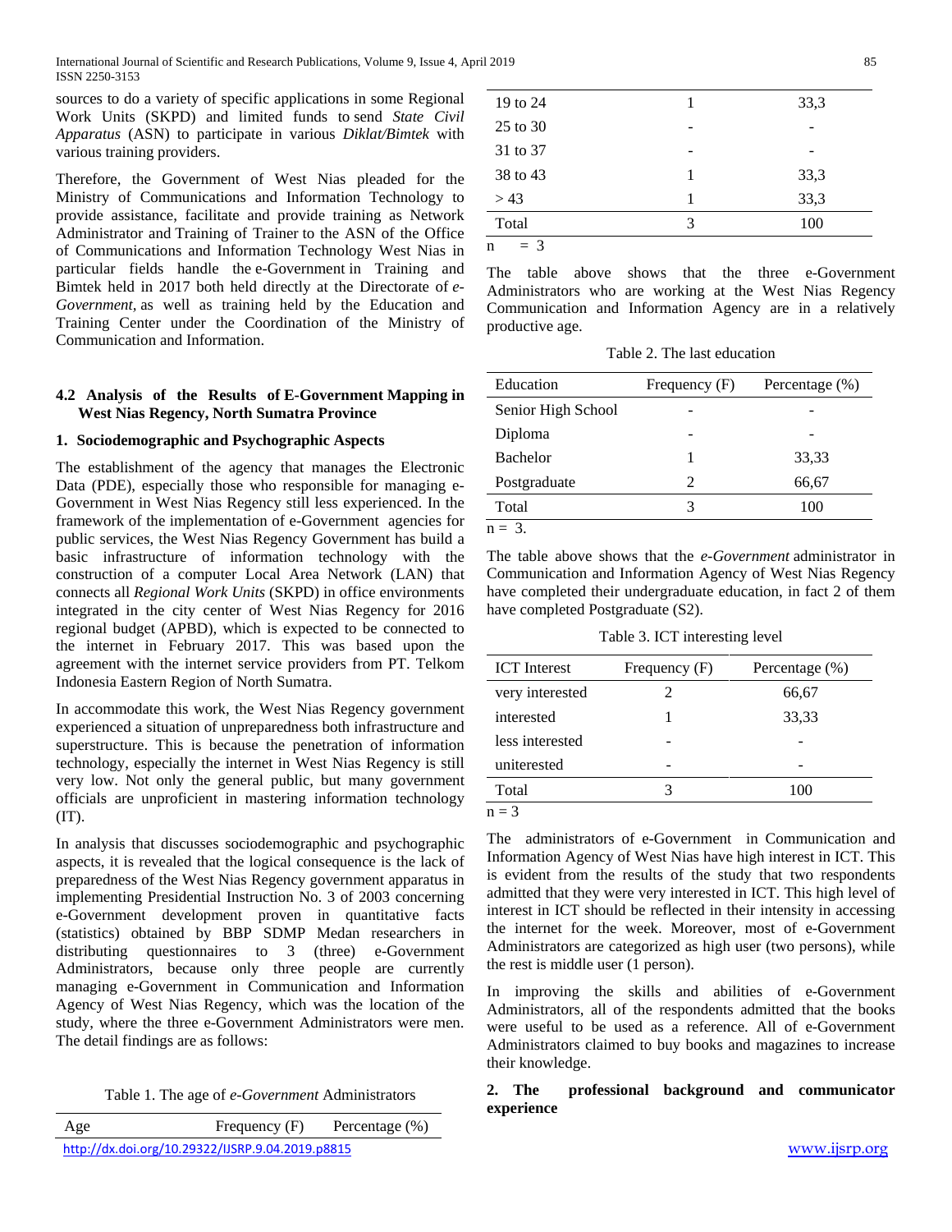sources to do a variety of specific applications in some Regional Work Units (SKPD) and limited funds to send *State Civil Apparatus* (ASN) to participate in various *Diklat/Bimtek* with various training providers.

Therefore, the Government of West Nias pleaded for the Ministry of Communications and Information Technology to provide assistance, facilitate and provide training as Network Administrator and Training of Trainer to the ASN of the Office of Communications and Information Technology West Nias in particular fields handle the e-Government in Training and Bimtek held in 2017 both held directly at the Directorate of *e-Government*, as well as training held by the Education and Training Center under the Coordination of the Ministry of Communication and Information.

### 4.2 Analysis of the Results of E-Government Mapping in West Nias Regency, North Sumatra Province

#### 1. Sociodemographic and Psychographic Aspects

The establishment of the agency that manages the Electronic Data (PDE), especially those who responsible for managing e-Government in West Nias Regency still less experienced. In the framework of the implementation of e-Government agencies for public services, the West Nias Regency Government has build a basic infrastructure of information technology with the construction of a computer Local Area Network (LAN) that connects all *Regional Work Units* (SKPD) in office environments integrated in the city center of West Nias Regency for 2016 regional budget (APBD), which is expected to be connected to the internet in February 2017. This was based upon the agreement with the internet service providers from PT. Telkom Indonesia Eastern Region of North Sumatra.

In accommodate this work, the West Nias Regency government experienced a situation of unpreparedness both infrastructure and superstructure. This is because the penetration of information technology, especially the internet in West Nias Regency is still very low. Not only the general public, but many government officials are unproficient in mastering information technology (IT).

In analysis that discusses sociodemographic and psychographic aspects, it is revealed that the logical consequence is the lack of preparedness of the West Nias Regency government apparatus in implementing Presidential Instruction No. 3 of 2003 concerning e-Government development proven in quantitative facts (statistics) obtained by BBP SDMP Medan researchers in distributing questionnaires to 3 (three) e-Government Administrators, because only three people are currently managing e-Government in Communication and Information Agency of West Nias Regency, which was the location of the study, where the three e-Government Administrators were men. The detail findings are as follows:

Table 1. The age of *e-Government* Administrators

| Age | Frequency (F) | Percentage (%) |
|---|---|---|
| 19 to 24 | 1 | 33,3 |
| 25 to 30 | - | - |
| 31 to 37 | - | - |
| 38 to 43 | 1 | 33,3 |
| > 43 | 1 | 33,3 |
| Total | 3 | 100 |

n = 3

The table above shows that the three e-Government Administrators who are working at the West Nias Regency Communication and Information Agency are in a relatively productive age.

Table 2. The last education

| Education | Frequency (F) | Percentage (%) |
|---|---|---|
| Senior High School | - | - |
| Diploma | - | - |
| Bachelor | 1 | 33,33 |
| Postgraduate | 2 | 66,67 |
| Total | 3 | 100 |

n = 3.

The table above shows that the *e-Government* administrator in Communication and Information Agency of West Nias Regency have completed their undergraduate education, in fact 2 of them have completed Postgraduate (S2).

Table 3. ICT interesting level

| ICT Interest | Frequency (F) | Percentage (%) |
|---|---|---|
| very interested | 2 | 66,67 |
| interested | 1 | 33,33 |
| less interested | - | - |
| uniterested | - | - |
| Total | 3 | 100 |

n = 3

The administrators of e-Government in Communication and Information Agency of West Nias have high interest in ICT. This is evident from the results of the study that two respondents admitted that they were very interested in ICT. This high level of interest in ICT should be reflected in their intensity in accessing the internet for the week. Moreover, most of e-Government Administrators are categorized as high user (two persons), while the rest is middle user (1 person).

In improving the skills and abilities of e-Government Administrators, all of the respondents admitted that the books were useful to be used as a reference. All of e-Government Administrators claimed to buy books and magazines to increase their knowledge.

#### 2. The professional background and communicator experience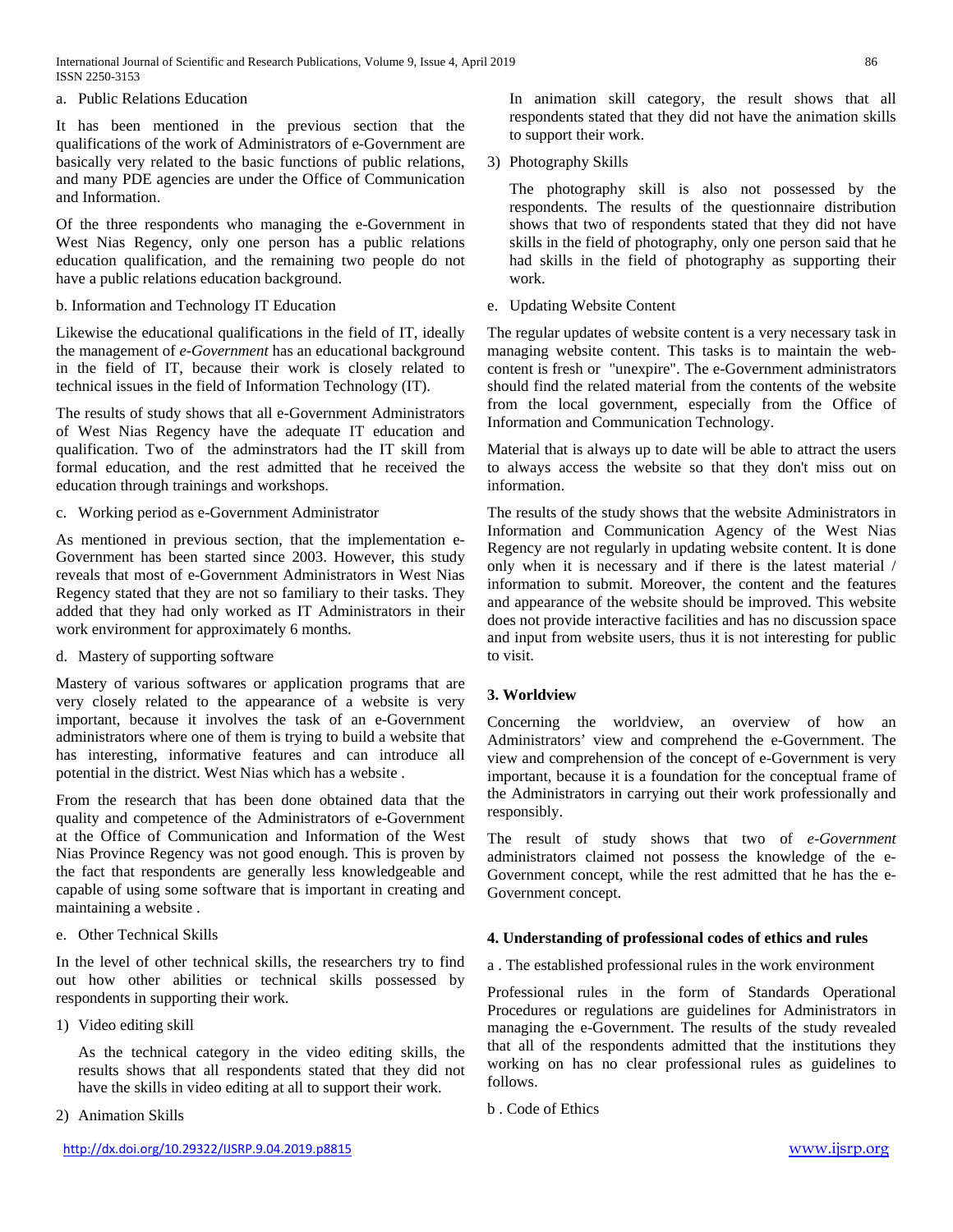a. Public Relations Education

It has been mentioned in the previous section that the qualifications of the work of Administrators of e-Government are basically very related to the basic functions of public relations, and many PDE agencies are under the Office of Communication and Information.

Of the three respondents who managing the e-Government in West Nias Regency, only one person has a public relations education qualification, and the remaining two people do not have a public relations education background.

b. Information and Technology IT Education

Likewise the educational qualifications in the field of IT, ideally the management of *e-Government* has an educational background in the field of IT, because their work is closely related to technical issues in the field of Information Technology (IT).

The results of study shows that all e-Government Administrators of West Nias Regency have the adequate IT education and qualification. Two of the adminstrators had the IT skill from formal education, and the rest admitted that he received the education through trainings and workshops.

c. Working period as e-Government Administrator

As mentioned in previous section, that the implementation e-Government has been started since 2003. However, this study reveals that most of e-Government Administrators in West Nias Regency stated that they are not so familiary to their tasks. They added that they had only worked as IT Administrators in their work environment for approximately 6 months.

d. Mastery of supporting software

Mastery of various softwares or application programs that are very closely related to the appearance of a website is very important, because it involves the task of an e-Government administrators where one of them is trying to build a website that has interesting, informative features and can introduce all potential in the district. West Nias which has a website .

From the research that has been done obtained data that the quality and competence of the Administrators of e-Government at the Office of Communication and Information of the West Nias Province Regency was not good enough. This is proven by the fact that respondents are generally less knowledgeable and capable of using some software that is important in creating and maintaining a website .

e. Other Technical Skills

In the level of other technical skills, the researchers try to find out how other abilities or technical skills possessed by respondents in supporting their work.

1) Video editing skill

   As the technical category in the video editing skills, the results shows that all respondents stated that they did not have the skills in video editing at all to support their work.

2) Animation Skills

   In animation skill category, the result shows that all respondents stated that they did not have the animation skills to support their work.

3) Photography Skills

   The photography skill is also not possessed by the respondents. The results of the questionnaire distribution shows that two of respondents stated that they did not have skills in the field of photography, only one person said that he had skills in the field of photography as supporting their work.

e. Updating Website Content

The regular updates of website content is a very necessary task in managing website content. This tasks is to maintain the web-content is fresh or "unexpire". The e-Government administrators should find the related material from the contents of the website from the local government, especially from the Office of Information and Communication Technology.

Material that is always up to date will be able to attract the users to always access the website so that they don't miss out on information.

The results of the study shows that the website Administrators in Information and Communication Agency of the West Nias Regency are not regularly in updating website content. It is done only when it is necessary and if there is the latest material / information to submit. Moreover, the content and the features and appearance of the website should be improved. This website does not provide interactive facilities and has no discussion space and input from website users, thus it is not interesting for public to visit.

### 3. Worldview

Concerning the worldview, an overview of how an Administrators' view and comprehend the e-Government. The view and comprehension of the concept of e-Government is very important, because it is a foundation for the conceptual frame of the Administrators in carrying out their work professionally and responsibly.

The result of study shows that two of *e-Government* administrators claimed not possess the knowledge of the e-Government concept, while the rest admitted that he has the e-Government concept.

### 4. Understanding of professional codes of ethics and rules

a . The established professional rules in the work environment

Professional rules in the form of Standards Operational Procedures or regulations are guidelines for Administrators in managing the e-Government. The results of the study revealed that all of the respondents admitted that the institutions they working on has no clear professional rules as guidelines to follows.

b . Code of Ethics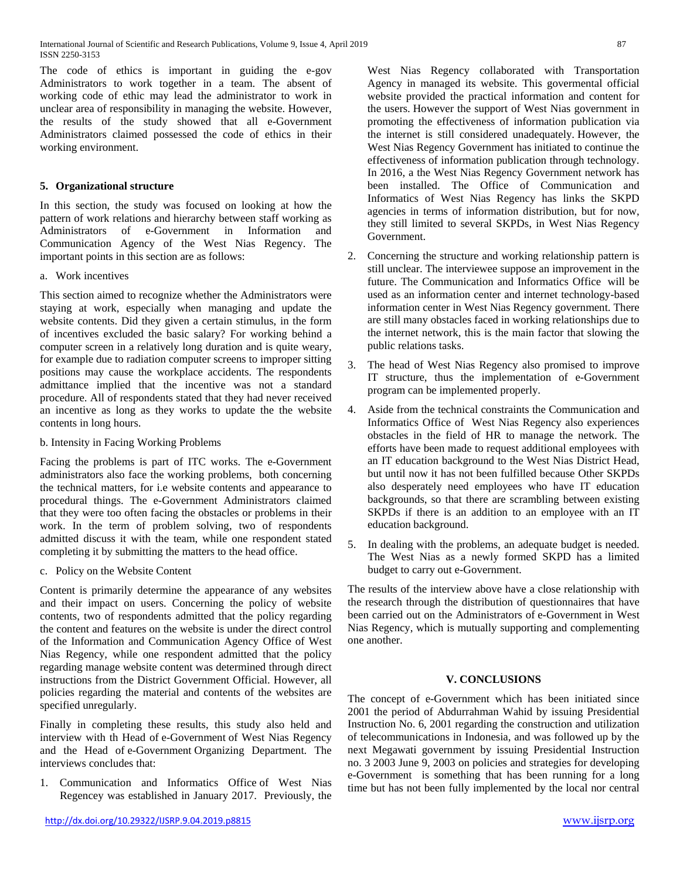The code of ethics is important in guiding the e-gov Administrators to work together in a team. The absent of working code of ethic may lead the administrator to work in unclear area of responsibility in managing the website. However, the results of the study showed that all e-Government Administrators claimed possessed the code of ethics in their working environment.

**5. Organizational structure**

In this section, the study was focused on looking at how the pattern of work relations and hierarchy between staff working as Administrators of e-Government in Information and Communication Agency of the West Nias Regency. The important points in this section are as follows:

a. Work incentives

This section aimed to recognize whether the Administrators were staying at work, especially when managing and update the website contents. Did they given a certain stimulus, in the form of incentives excluded the basic salary? For working behind a computer screen in a relatively long duration and is quite weary, for example due to radiation computer screens to improper sitting positions may cause the workplace accidents. The respondents admittance implied that the incentive was not a standard procedure. All of respondents stated that they had never received an incentive as long as they works to update the the website contents in long hours.

b. Intensity in Facing Working Problems

Facing the problems is part of ITC works. The e-Government administrators also face the working problems, both concerning the technical matters, for i.e website contents and appearance to procedural things. The e-Government Administrators claimed that they were too often facing the obstacles or problems in their work. In the term of problem solving, two of respondents admitted discuss it with the team, while one respondent stated completing it by submitting the matters to the head office.

c. Policy on the Website Content

Content is primarily determine the appearance of any websites and their impact on users. Concerning the policy of website contents, two of respondents admitted that the policy regarding the content and features on the website is under the direct control of the Information and Communication Agency Office of West Nias Regency, while one respondent admitted that the policy regarding manage website content was determined through direct instructions from the District Government Official. However, all policies regarding the material and contents of the websites are specified unregularly.

Finally in completing these results, this study also held and interview with th Head of e-Government of West Nias Regency and the Head of e-Government Organizing Department. The interviews concludes that:

1. Communication and Informatics Office of West Nias Regencey was established in January 2017. Previously, the West Nias Regency collaborated with Transportation Agency in managed its website. This govermental official website provided the practical information and content for the users. However the support of West Nias government in promoting the effectiveness of information publication via the internet is still considered unadequately. However, the West Nias Regency Government has initiated to continue the effectiveness of information publication through technology. In 2016, a the West Nias Regency Government network has been installed. The Office of Communication and Informatics of West Nias Regency has links the SKPD agencies in terms of information distribution, but for now, they still limited to several SKPDs, in West Nias Regency Government.
2. Concerning the structure and working relationship pattern is still unclear. The interviewee suppose an improvement in the future. The Communication and Informatics Office will be used as an information center and internet technology-based information center in West Nias Regency government. There are still many obstacles faced in working relationships due to the internet network, this is the main factor that slowing the public relations tasks.
3. The head of West Nias Regency also promised to improve IT structure, thus the implementation of e-Government program can be implemented properly.
4. Aside from the technical constraints the Communication and Informatics Office of West Nias Regency also experiences obstacles in the field of HR to manage the network. The efforts have been made to request additional employees with an IT education background to the West Nias District Head, but until now it has not been fulfilled because Other SKPDs also desperately need employees who have IT education backgrounds, so that there are scrambling between existing SKPDs if there is an addition to an employee with an IT education background.
5. In dealing with the problems, an adequate budget is needed. The West Nias as a newly formed SKPD has a limited budget to carry out e-Government.

The results of the interview above have a close relationship with the research through the distribution of questionnaires that have been carried out on the Administrators of e-Government in West Nias Regency, which is mutually supporting and complementing one another.

## V. CONCLUSIONS

The concept of e-Government which has been initiated since 2001 the period of Abdurrahman Wahid by issuing Presidential Instruction No. 6, 2001 regarding the construction and utilization of telecommunications in Indonesia, and was followed up by the next Megawati government by issuing Presidential Instruction no. 3 2003 June 9, 2003 on policies and strategies for developing e-Government is something that has been running for a long time but has not been fully implemented by the local nor central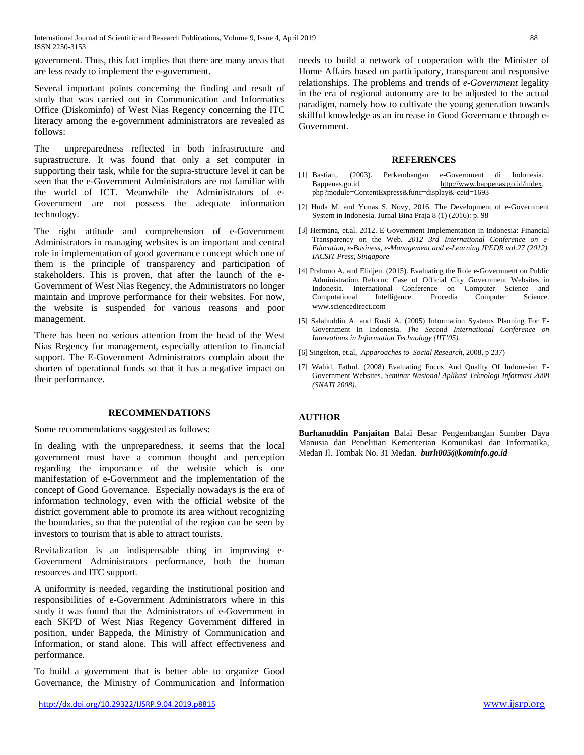government. Thus, this fact implies that there are many areas that are less ready to implement the e-government.

Several important points concerning the finding and result of study that was carried out in Communication and Informatics Office (Diskominfo) of West Nias Regency concerning the ITC literacy among the e-government administrators are revealed as follows:

The unpreparedness reflected in both infrastructure and suprastructure. It was found that only a set computer in supporting their task, while for the supra-structure level it can be seen that the e-Government Administrators are not familiar with the world of ICT. Meanwhile the Administrators of e-Government are not possess the adequate information technology.

The right attitude and comprehension of e-Government Administrators in managing websites is an important and central role in implementation of good governance concept which one of them is the principle of transparency and participation of stakeholders. This is proven, that after the launch of the e-Government of West Nias Regency, the Administrators no longer maintain and improve performance for their websites. For now, the website is suspended for various reasons and poor management.

There has been no serious attention from the head of the West Nias Regency for management, especially attention to financial support. The E-Government Administrators complain about the shorten of operational funds so that it has a negative impact on their performance.

## RECOMMENDATIONS

Some recommendations suggested as follows:

In dealing with the unpreparedness, it seems that the local government must have a common thought and perception regarding the importance of the website which is one manifestation of e-Government and the implementation of the concept of Good Governance. Especially nowadays is the era of information technology, even with the official website of the district government able to promote its area without recognizing the boundaries, so that the potential of the region can be seen by investors to tourism that is able to attract tourists.

Revitalization is an indispensable thing in improving e-Government Administrators performance, both the human resources and ITC support.

A uniformity is needed, regarding the institutional position and responsibilities of e-Government Administrators where in this study it was found that the Administrators of e-Government in each SKPD of West Nias Regency Government differed in position, under Bappeda, the Ministry of Communication and Information, or stand alone. This will affect effectiveness and performance.

To build a government that is better able to organize Good Governance, the Ministry of Communication and Information needs to build a network of cooperation with the Minister of Home Affairs based on participatory, transparent and responsive relationships. The problems and trends of *e-Government* legality in the era of regional autonomy are to be adjusted to the actual paradigm, namely how to cultivate the young generation towards skillful knowledge as an increase in Good Governance through e-Government.

## REFERENCES

[1] Bastian,. (2003). Perkembangan e-Government di Indonesia. Bappenas.go.id. http://www.bappenas.go.id/index.php?module=ContentExpress&func=display&-ceid=1693

[2] Huda M. and Yunas S. Novy, 2016. The Development of e-Government System in Indonesia. Jurnal Bina Praja 8 (1) (2016): p. 98

[3] Hermana, et.al. 2012. E-Government Implementation in Indonesia: Financial Transparency on the Web. *2012 3rd International Conference on e-Education, e-Business, e-Management and e-Learning IPEDR vol.27 (2012). IACSIT Press, Singapore*

[4] Prahono A. and Elidjen. (2015). Evaluating the Role e-Government on Public Administration Reform: Case of Official City Government Websites in Indonesia. International Conference on Computer Science and Computational Intelligence. Procedia Computer Science. www.sciencedirect.com

[5] Salahuddin A. and Rusli A. (2005) Information Systems Planning For E-Government In Indonesia. *The Second International Conference on Innovations in Information Technology (IIT'05).*

[6] Singelton, et.al, *Apparoaches to Social Research*, 2008, p 237)

[7] Wahid, Fathul. (2008) Evaluating Focus And Quality Of Indonesian E-Government Websites. *Seminar Nasional Aplikasi Teknologi Informasi 2008 (SNATI 2008).*

## AUTHOR

**Burhanuddin Panjaitan** Balai Besar Pengembangan Sumber Daya Manusia dan Penelitian Kementerian Komunikasi dan Informatika, Medan Jl. Tombak No. 31 Medan. ***burh005@kominfo.go.id***